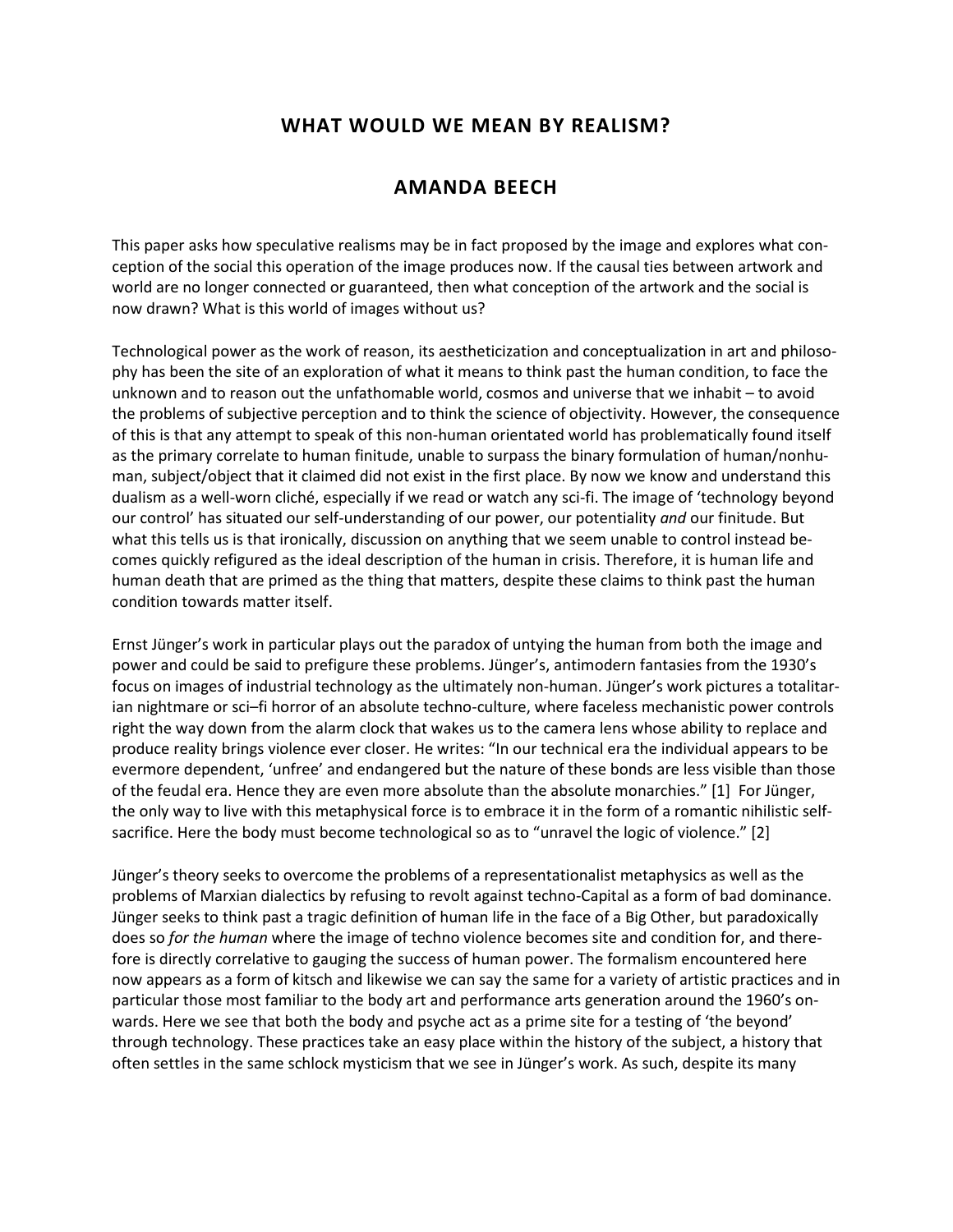# WHAT WOULD WE MEAN BY REALISM?

## AMANDA BEECH

This paper asks how speculative realisms may be in fact proposed by the image and explores what conception of the social this operation of the image produces now. If the causal ties between artwork and world are no longer connected or guaranteed, then what conception of the artwork and the social is now drawn? What is this world of images without us?

Technological power as the work of reason, its aestheticization and conceptualization in art and philosophy has been the site of an exploration of what it means to think past the human condition, to face the unknown and to reason out the unfathomable world, cosmos and universe that we inhabit – to avoid the problems of subjective perception and to think the science of objectivity. However, the consequence of this is that any attempt to speak of this non-human orientated world has problematically found itself as the primary correlate to human finitude, unable to surpass the binary formulation of human/nonhuman, subject/object that it claimed did not exist in the first place. By now we know and understand this dualism as a well-worn cliché, especially if we read or watch any sci-fi. The image of 'technology beyond our control' has situated our self-understanding of our power, our potentiality *and* our finitude. But what this tells us is that ironically, discussion on anything that we seem unable to control instead becomes quickly refigured as the ideal description of the human in crisis. Therefore, it is human life and human death that are primed as the thing that matters, despite these claims to think past the human condition towards matter itself.

Ernst Jünger's work in particular plays out the paradox of untying the human from both the image and power and could be said to prefigure these problems. Jünger's, antimodern fantasies from the 1930's focus on images of industrial technology as the ultimately non-human. Jünger's work pictures a totalitarian nightmare or sci–fi horror of an absolute techno-culture, where faceless mechanistic power controls right the way down from the alarm clock that wakes us to the camera lens whose ability to replace and produce reality brings violence ever closer. He writes: "In our technical era the individual appears to be evermore dependent, 'unfree' and endangered but the nature of these bonds are less visible than those of the feudal era. Hence they are even more absolute than the absolute monarchies." [1] For Jünger, the only way to live with this metaphysical force is to embrace it in the form of a romantic nihilistic self-sacrifice. Here the body must become technological so as to "unravel the logic of violence." [2]

Jünger's theory seeks to overcome the problems of a representationalist metaphysics as well as the problems of Marxian dialectics by refusing to revolt against techno-Capital as a form of bad dominance. Jünger seeks to think past a tragic definition of human life in the face of a Big Other, but paradoxically does so *for the human* where the image of techno violence becomes site and condition for, and therefore is directly correlative to gauging the success of human power. The formalism encountered here now appears as a form of kitsch and likewise we can say the same for a variety of artistic practices and in particular those most familiar to the body art and performance arts generation around the 1960's onwards. Here we see that both the body and psyche act as a prime site for a testing of 'the beyond' through technology. These practices take an easy place within the history of the subject, a history that often settles in the same schlock mysticism that we see in Jünger's work. As such, despite its many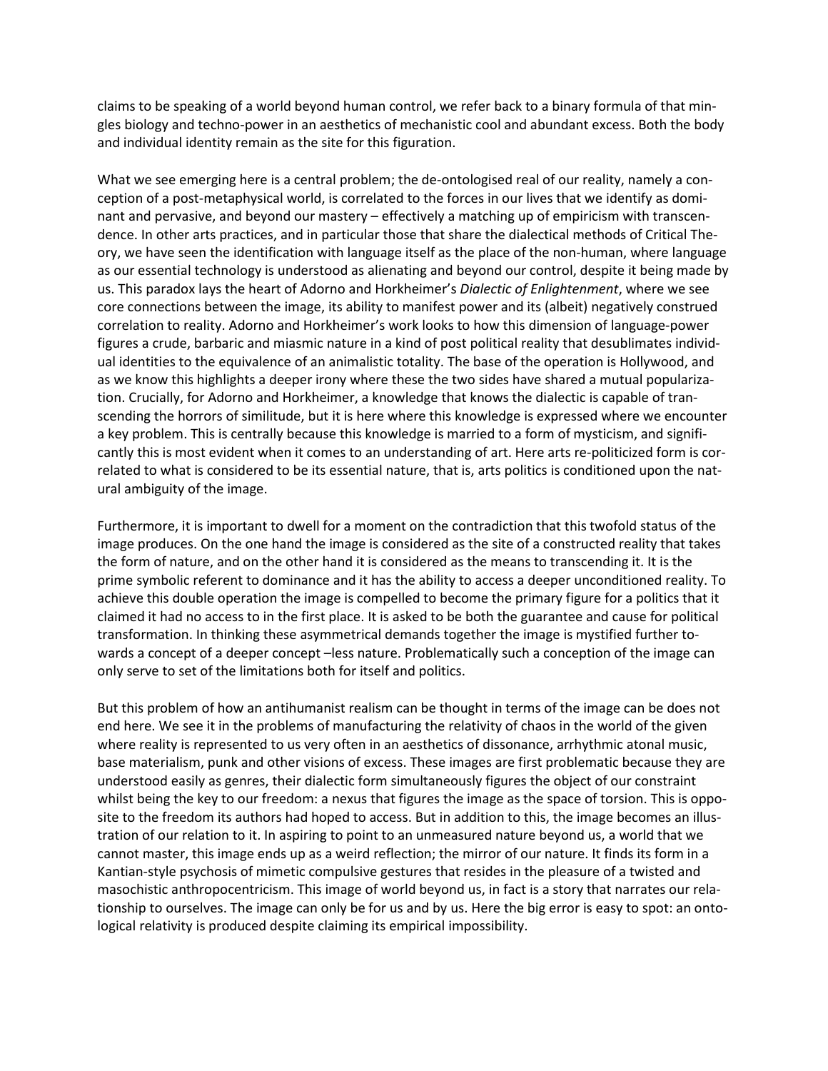claims to be speaking of a world beyond human control, we refer back to a binary formula of that mingles biology and techno-power in an aesthetics of mechanistic cool and abundant excess. Both the body and individual identity remain as the site for this figuration.

What we see emerging here is a central problem; the de-ontologised real of our reality, namely a conception of a post-metaphysical world, is correlated to the forces in our lives that we identify as dominant and pervasive, and beyond our mastery – effectively a matching up of empiricism with transcendence. In other arts practices, and in particular those that share the dialectical methods of Critical Theory, we have seen the identification with language itself as the place of the non-human, where language as our essential technology is understood as alienating and beyond our control, despite it being made by us. This paradox lays the heart of Adorno and Horkheimer's *Dialectic of Enlightenment*, where we see core connections between the image, its ability to manifest power and its (albeit) negatively construed correlation to reality. Adorno and Horkheimer's work looks to how this dimension of language-power figures a crude, barbaric and miasmic nature in a kind of post political reality that desublimates individual identities to the equivalence of an animalistic totality. The base of the operation is Hollywood, and as we know this highlights a deeper irony where these the two sides have shared a mutual popularization. Crucially, for Adorno and Horkheimer, a knowledge that knows the dialectic is capable of transcending the horrors of similitude, but it is here where this knowledge is expressed where we encounter a key problem. This is centrally because this knowledge is married to a form of mysticism, and significantly this is most evident when it comes to an understanding of art. Here arts re-politicized form is correlated to what is considered to be its essential nature, that is, arts politics is conditioned upon the natural ambiguity of the image.

Furthermore, it is important to dwell for a moment on the contradiction that this twofold status of the image produces. On the one hand the image is considered as the site of a constructed reality that takes the form of nature, and on the other hand it is considered as the means to transcending it. It is the prime symbolic referent to dominance and it has the ability to access a deeper unconditioned reality. To achieve this double operation the image is compelled to become the primary figure for a politics that it claimed it had no access to in the first place. It is asked to be both the guarantee and cause for political transformation. In thinking these asymmetrical demands together the image is mystified further towards a concept of a deeper concept –less nature. Problematically such a conception of the image can only serve to set of the limitations both for itself and politics.

But this problem of how an antihumanist realism can be thought in terms of the image can be does not end here. We see it in the problems of manufacturing the relativity of chaos in the world of the given where reality is represented to us very often in an aesthetics of dissonance, arrhythmic atonal music, base materialism, punk and other visions of excess. These images are first problematic because they are understood easily as genres, their dialectic form simultaneously figures the object of our constraint whilst being the key to our freedom: a nexus that figures the image as the space of torsion. This is opposite to the freedom its authors had hoped to access. But in addition to this, the image becomes an illustration of our relation to it. In aspiring to point to an unmeasured nature beyond us, a world that we cannot master, this image ends up as a weird reflection; the mirror of our nature. It finds its form in a Kantian-style psychosis of mimetic compulsive gestures that resides in the pleasure of a twisted and masochistic anthropocentricism. This image of world beyond us, in fact is a story that narrates our relationship to ourselves. The image can only be for us and by us. Here the big error is easy to spot: an ontological relativity is produced despite claiming its empirical impossibility.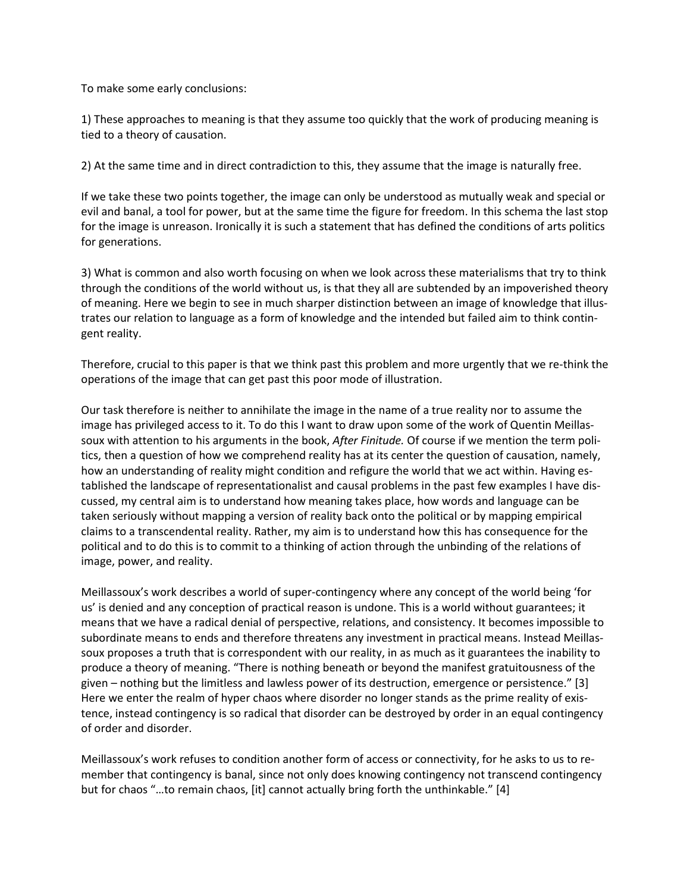To make some early conclusions:

1) These approaches to meaning is that they assume too quickly that the work of producing meaning is tied to a theory of causation.

2) At the same time and in direct contradiction to this, they assume that the image is naturally free.

If we take these two points together, the image can only be understood as mutually weak and special or evil and banal, a tool for power, but at the same time the figure for freedom. In this schema the last stop for the image is unreason. Ironically it is such a statement that has defined the conditions of arts politics for generations.

3) What is common and also worth focusing on when we look across these materialisms that try to think through the conditions of the world without us, is that they all are subtended by an impoverished theory of meaning. Here we begin to see in much sharper distinction between an image of knowledge that illustrates our relation to language as a form of knowledge and the intended but failed aim to think contingent reality.

Therefore, crucial to this paper is that we think past this problem and more urgently that we re-think the operations of the image that can get past this poor mode of illustration.

Our task therefore is neither to annihilate the image in the name of a true reality nor to assume the image has privileged access to it. To do this I want to draw upon some of the work of Quentin Meillassoux with attention to his arguments in the book, *After Finitude.* Of course if we mention the term politics, then a question of how we comprehend reality has at its center the question of causation, namely, how an understanding of reality might condition and refigure the world that we act within. Having established the landscape of representationalist and causal problems in the past few examples I have discussed, my central aim is to understand how meaning takes place, how words and language can be taken seriously without mapping a version of reality back onto the political or by mapping empirical claims to a transcendental reality. Rather, my aim is to understand how this has consequence for the political and to do this is to commit to a thinking of action through the unbinding of the relations of image, power, and reality.

Meillassoux's work describes a world of super-contingency where any concept of the world being 'for us' is denied and any conception of practical reason is undone. This is a world without guarantees; it means that we have a radical denial of perspective, relations, and consistency. It becomes impossible to subordinate means to ends and therefore threatens any investment in practical means. Instead Meillassoux proposes a truth that is correspondent with our reality, in as much as it guarantees the inability to produce a theory of meaning. "There is nothing beneath or beyond the manifest gratuitousness of the given – nothing but the limitless and lawless power of its destruction, emergence or persistence." [3] Here we enter the realm of hyper chaos where disorder no longer stands as the prime reality of existence, instead contingency is so radical that disorder can be destroyed by order in an equal contingency of order and disorder.

Meillassoux's work refuses to condition another form of access or connectivity, for he asks to us to remember that contingency is banal, since not only does knowing contingency not transcend contingency but for chaos "…to remain chaos, [it] cannot actually bring forth the unthinkable." [4]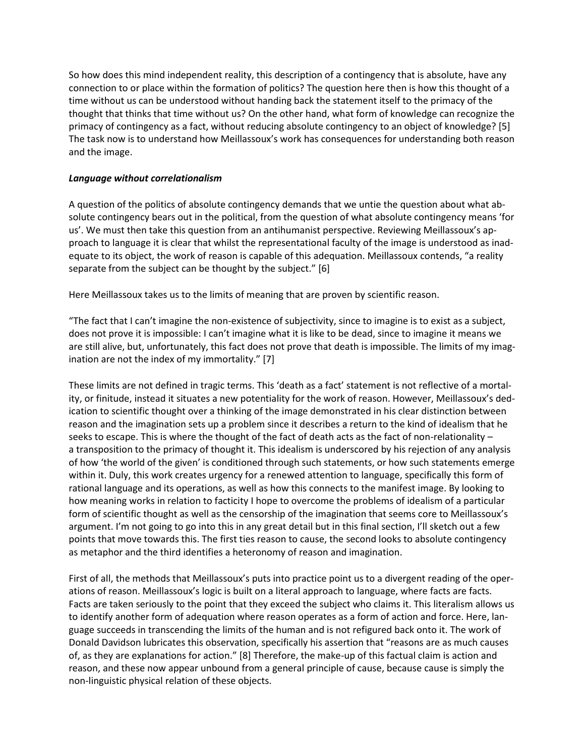So how does this mind independent reality, this description of a contingency that is absolute, have any connection to or place within the formation of politics? The question here then is how this thought of a time without us can be understood without handing back the statement itself to the primacy of the thought that thinks that time without us? On the other hand, what form of knowledge can recognize the primacy of contingency as a fact, without reducing absolute contingency to an object of knowledge? [5] The task now is to understand how Meillassoux's work has consequences for understanding both reason and the image.

### ***Language without correlationalism***

A question of the politics of absolute contingency demands that we untie the question about what absolute contingency bears out in the political, from the question of what absolute contingency means 'for us'. We must then take this question from an antihumanist perspective. Reviewing Meillassoux's approach to language it is clear that whilst the representational faculty of the image is understood as inadequate to its object, the work of reason is capable of this adequation. Meillassoux contends, "a reality separate from the subject can be thought by the subject." [6]

Here Meillassoux takes us to the limits of meaning that are proven by scientific reason.

"The fact that I can't imagine the non-existence of subjectivity, since to imagine is to exist as a subject, does not prove it is impossible: I can't imagine what it is like to be dead, since to imagine it means we are still alive, but, unfortunately, this fact does not prove that death is impossible. The limits of my imagination are not the index of my immortality." [7]

These limits are not defined in tragic terms. This 'death as a fact' statement is not reflective of a mortality, or finitude, instead it situates a new potentiality for the work of reason. However, Meillassoux's dedication to scientific thought over a thinking of the image demonstrated in his clear distinction between reason and the imagination sets up a problem since it describes a return to the kind of idealism that he seeks to escape. This is where the thought of the fact of death acts as the fact of non-relationality – a transposition to the primacy of thought it. This idealism is underscored by his rejection of any analysis of how 'the world of the given' is conditioned through such statements, or how such statements emerge within it. Duly, this work creates urgency for a renewed attention to language, specifically this form of rational language and its operations, as well as how this connects to the manifest image. By looking to how meaning works in relation to facticity I hope to overcome the problems of idealism of a particular form of scientific thought as well as the censorship of the imagination that seems core to Meillassoux's argument. I'm not going to go into this in any great detail but in this final section, I'll sketch out a few points that move towards this. The first ties reason to cause, the second looks to absolute contingency as metaphor and the third identifies a heteronomy of reason and imagination.

First of all, the methods that Meillassoux's puts into practice point us to a divergent reading of the operations of reason. Meillassoux's logic is built on a literal approach to language, where facts are facts. Facts are taken seriously to the point that they exceed the subject who claims it. This literalism allows us to identify another form of adequation where reason operates as a form of action and force. Here, language succeeds in transcending the limits of the human and is not refigured back onto it. The work of Donald Davidson lubricates this observation, specifically his assertion that "reasons are as much causes of, as they are explanations for action." [8] Therefore, the make-up of this factual claim is action and reason, and these now appear unbound from a general principle of cause, because cause is simply the non-linguistic physical relation of these objects.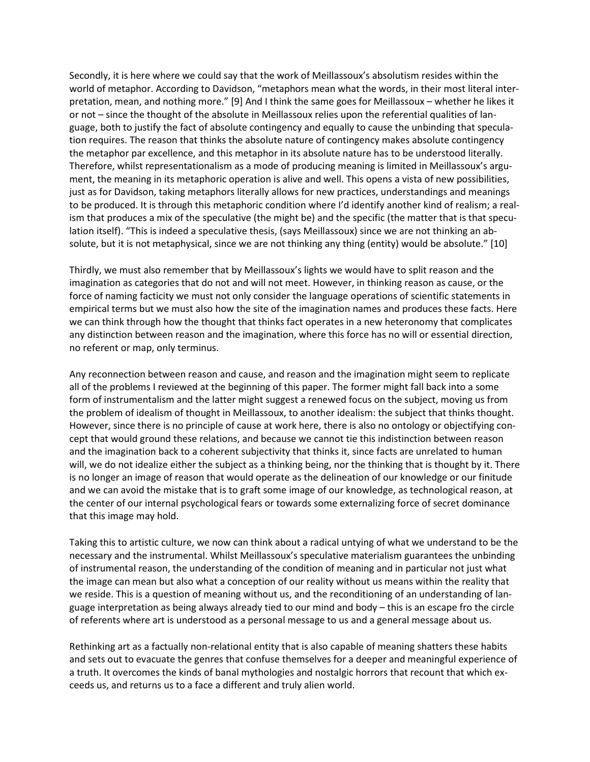Secondly, it is here where we could say that the work of Meillassoux's absolutism resides within the world of metaphor. According to Davidson, "metaphors mean what the words, in their most literal interpretation, mean, and nothing more." [9] And I think the same goes for Meillassoux – whether he likes it or not – since the thought of the absolute in Meillassoux relies upon the referential qualities of language, both to justify the fact of absolute contingency and equally to cause the unbinding that speculation requires. The reason that thinks the absolute nature of contingency makes absolute contingency the metaphor par excellence, and this metaphor in its absolute nature has to be understood literally. Therefore, whilst representationalism as a mode of producing meaning is limited in Meillassoux's argument, the meaning in its metaphoric operation is alive and well. This opens a vista of new possibilities, just as for Davidson, taking metaphors literally allows for new practices, understandings and meanings to be produced. It is through this metaphoric condition where I'd identify another kind of realism; a realism that produces a mix of the speculative (the might be) and the specific (the matter that is that speculation itself). "This is indeed a speculative thesis, (says Meillassoux) since we are not thinking an absolute, but it is not metaphysical, since we are not thinking any thing (entity) would be absolute." [10]

Thirdly, we must also remember that by Meillassoux's lights we would have to split reason and the imagination as categories that do not and will not meet. However, in thinking reason as cause, or the force of naming facticity we must not only consider the language operations of scientific statements in empirical terms but we must also how the site of the imagination names and produces these facts. Here we can think through how the thought that thinks fact operates in a new heteronomy that complicates any distinction between reason and the imagination, where this force has no will or essential direction, no referent or map, only terminus.

Any reconnection between reason and cause, and reason and the imagination might seem to replicate all of the problems I reviewed at the beginning of this paper. The former might fall back into a some form of instrumentalism and the latter might suggest a renewed focus on the subject, moving us from the problem of idealism of thought in Meillassoux, to another idealism: the subject that thinks thought. However, since there is no principle of cause at work here, there is also no ontology or objectifying concept that would ground these relations, and because we cannot tie this indistinction between reason and the imagination back to a coherent subjectivity that thinks it, since facts are unrelated to human will, we do not idealize either the subject as a thinking being, nor the thinking that is thought by it. There is no longer an image of reason that would operate as the delineation of our knowledge or our finitude and we can avoid the mistake that is to graft some image of our knowledge, as technological reason, at the center of our internal psychological fears or towards some externalizing force of secret dominance that this image may hold.

Taking this to artistic culture, we now can think about a radical untying of what we understand to be the necessary and the instrumental. Whilst Meillassoux's speculative materialism guarantees the unbinding of instrumental reason, the understanding of the condition of meaning and in particular not just what the image can mean but also what a conception of our reality without us means within the reality that we reside. This is a question of meaning without us, and the reconditioning of an understanding of language interpretation as being always already tied to our mind and body – this is an escape fro the circle of referents where art is understood as a personal message to us and a general message about us.

Rethinking art as a factually non-relational entity that is also capable of meaning shatters these habits and sets out to evacuate the genres that confuse themselves for a deeper and meaningful experience of a truth. It overcomes the kinds of banal mythologies and nostalgic horrors that recount that which exceeds us, and returns us to a face a different and truly alien world.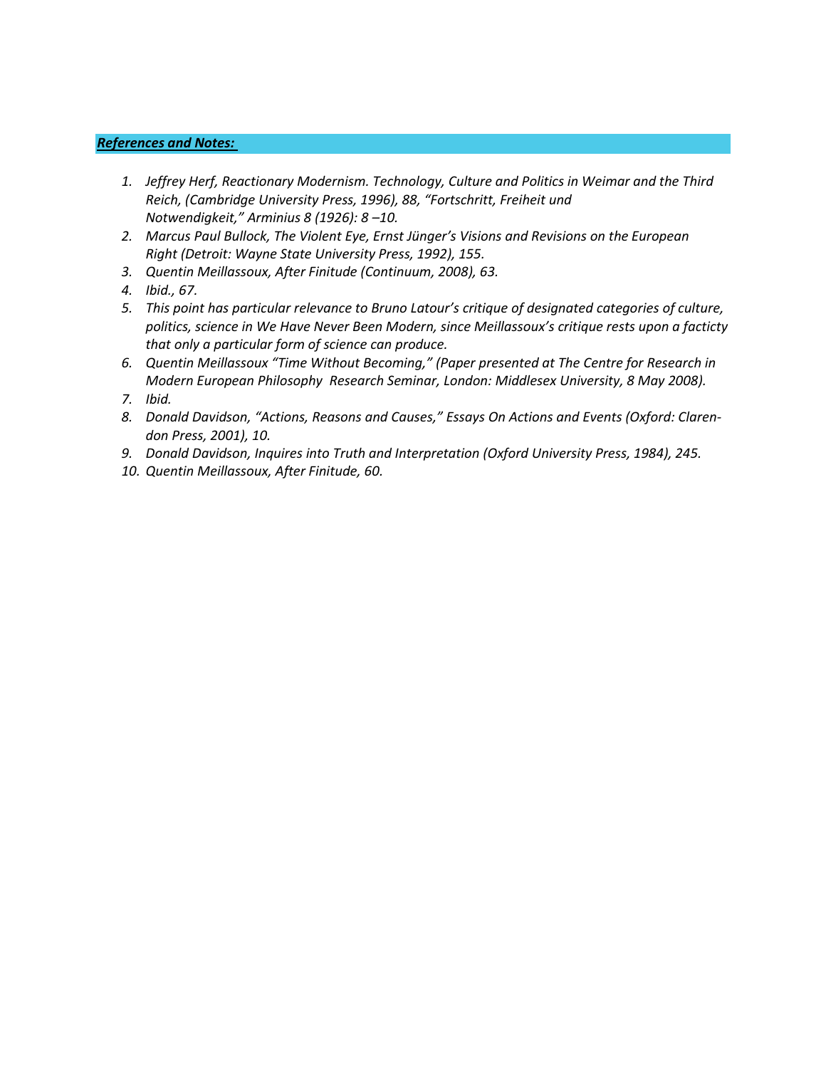***References and Notes:***

1. *Jeffrey Herf, Reactionary Modernism. Technology, Culture and Politics in Weimar and the Third Reich, (Cambridge University Press, 1996), 88, "Fortschritt, Freiheit und Notwendigkeit," Arminius 8 (1926): 8 –10.*
2. *Marcus Paul Bullock, The Violent Eye, Ernst Jünger's Visions and Revisions on the European Right (Detroit: Wayne State University Press, 1992), 155.*
3. *Quentin Meillassoux, After Finitude (Continuum, 2008), 63.*
4. *Ibid., 67.*
5. *This point has particular relevance to Bruno Latour's critique of designated categories of culture, politics, science in We Have Never Been Modern, since Meillassoux's critique rests upon a facticty that only a particular form of science can produce.*
6. *Quentin Meillassoux "Time Without Becoming," (Paper presented at The Centre for Research in Modern European Philosophy Research Seminar, London: Middlesex University, 8 May 2008).*
7. *Ibid.*
8. *Donald Davidson, "Actions, Reasons and Causes," Essays On Actions and Events (Oxford: Clarendon Press, 2001), 10.*
9. *Donald Davidson, Inquires into Truth and Interpretation (Oxford University Press, 1984), 245.*
10. *Quentin Meillassoux, After Finitude, 60.*